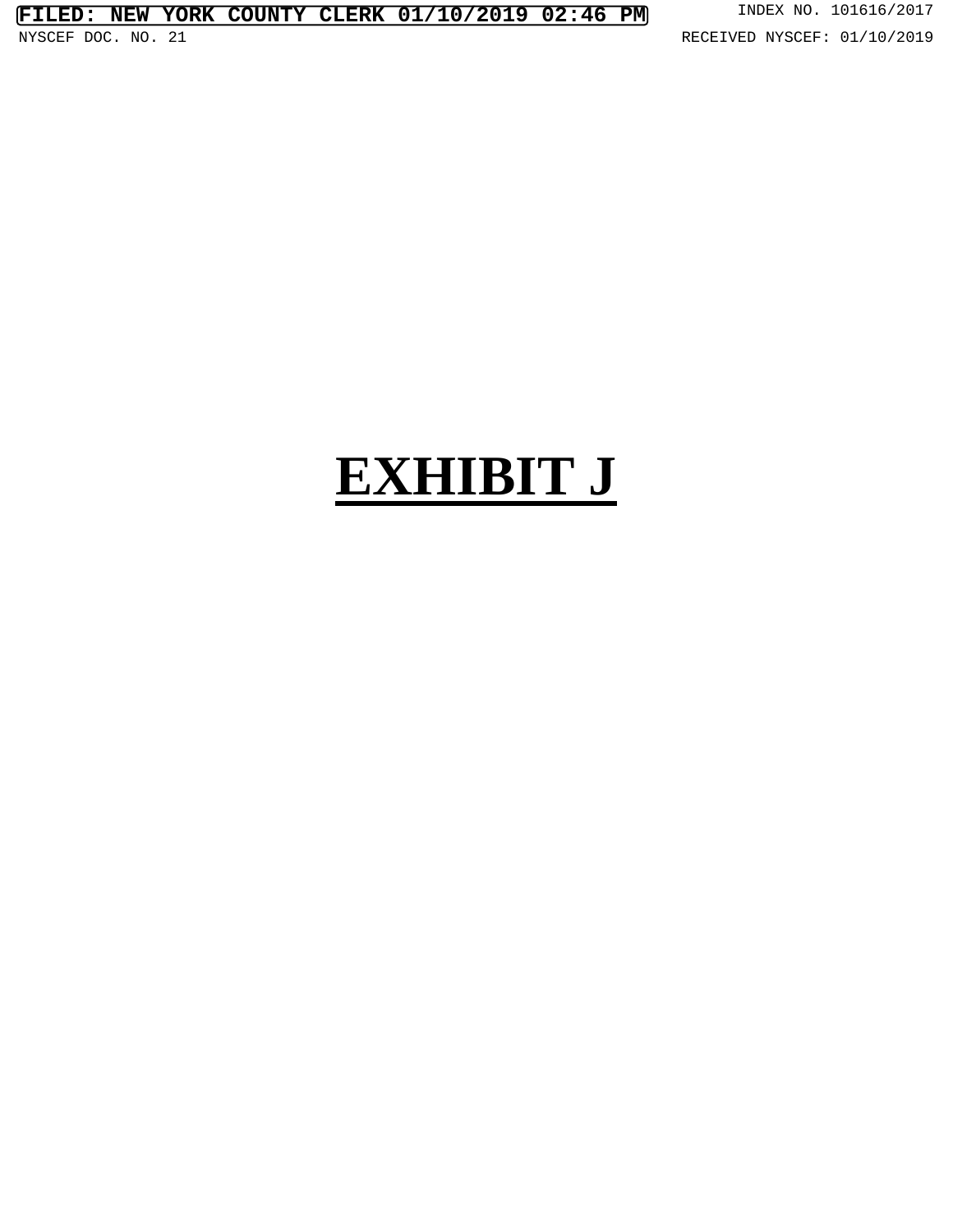# EXHIBIT J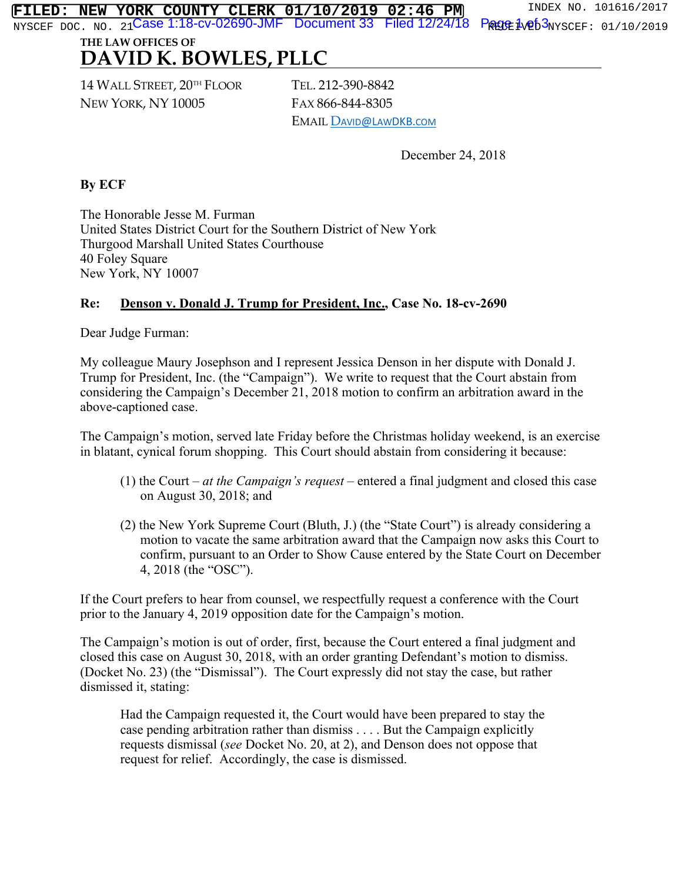THE LAW OFFICES OF
# DAVID K. BOWLES, PLLC

14 WALL STREET, 20TH FLOOR
NEW YORK, NY 10005

TEL. 212-390-8842
FAX 866-844-8305
EMAIL DAVID@LAWDKB.COM

December 24, 2018

**By ECF**

The Honorable Jesse M. Furman
United States District Court for the Southern District of New York
Thurgood Marshall United States Courthouse
40 Foley Square
New York, NY 10007

**Re: Denson v. Donald J. Trump for President, Inc., Case No. 18-cv-2690**

Dear Judge Furman:

My colleague Maury Josephson and I represent Jessica Denson in her dispute with Donald J. Trump for President, Inc. (the "Campaign"). We write to request that the Court abstain from considering the Campaign's December 21, 2018 motion to confirm an arbitration award in the above-captioned case.

The Campaign's motion, served late Friday before the Christmas holiday weekend, is an exercise in blatant, cynical forum shopping. This Court should abstain from considering it because:

(1) the Court – *at the Campaign's request* – entered a final judgment and closed this case on August 30, 2018; and

(2) the New York Supreme Court (Bluth, J.) (the "State Court") is already considering a motion to vacate the same arbitration award that the Campaign now asks this Court to confirm, pursuant to an Order to Show Cause entered by the State Court on December 4, 2018 (the "OSC").

If the Court prefers to hear from counsel, we respectfully request a conference with the Court prior to the January 4, 2019 opposition date for the Campaign's motion.

The Campaign's motion is out of order, first, because the Court entered a final judgment and closed this case on August 30, 2018, with an order granting Defendant's motion to dismiss. (Docket No. 23) (the "Dismissal"). The Court expressly did not stay the case, but rather dismissed it, stating:

> Had the Campaign requested it, the Court would have been prepared to stay the case pending arbitration rather than dismiss . . . . But the Campaign explicitly requests dismissal (*see* Docket No. 20, at 2), and Denson does not oppose that request for relief. Accordingly, the case is dismissed.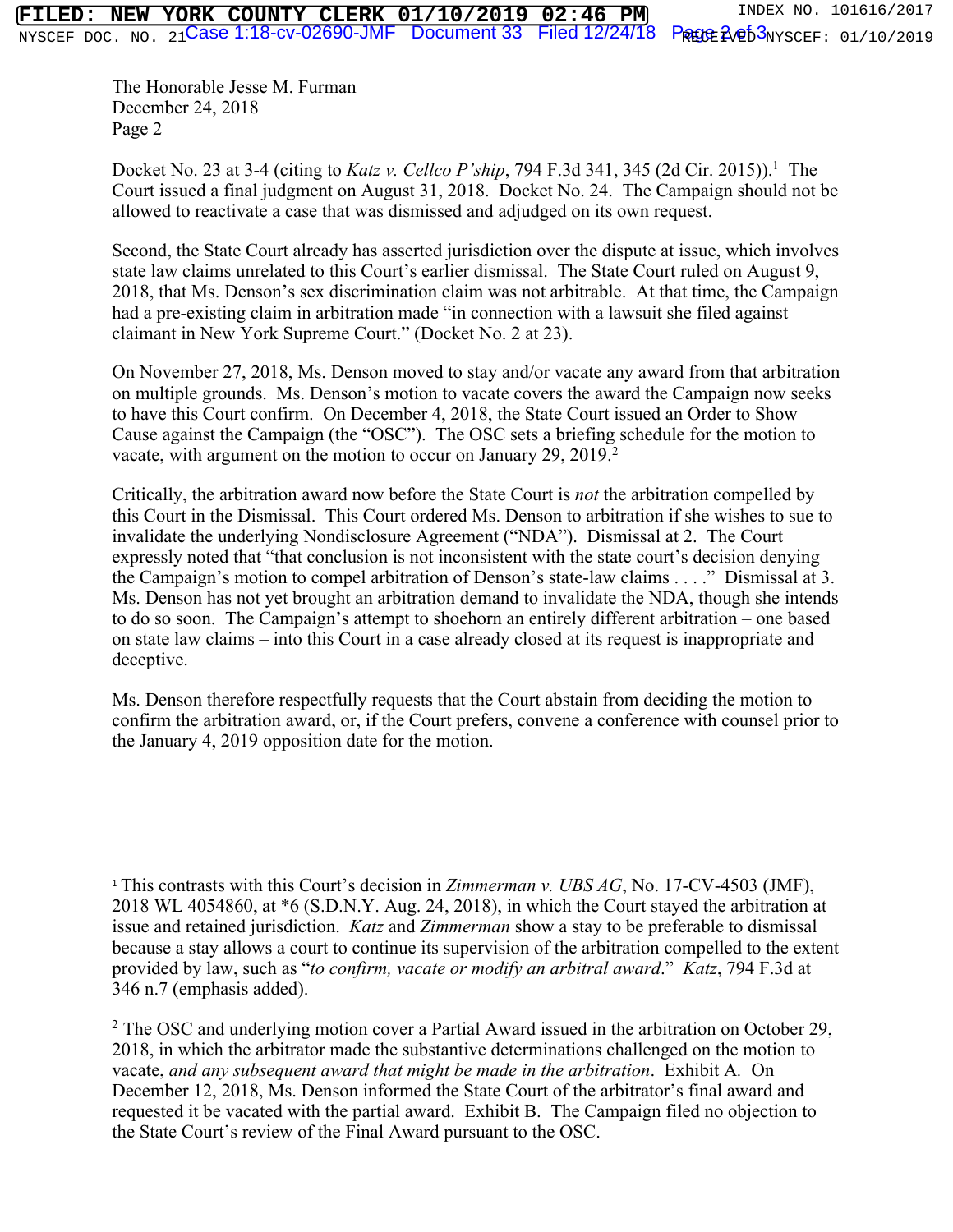Docket No. 23 at 3-4 (citing to *Katz v. Cellco P'ship*, 794 F.3d 341, 345 (2d Cir. 2015)).[1] The Court issued a final judgment on August 31, 2018. Docket No. 24. The Campaign should not be allowed to reactivate a case that was dismissed and adjudged on its own request.

Second, the State Court already has asserted jurisdiction over the dispute at issue, which involves state law claims unrelated to this Court's earlier dismissal. The State Court ruled on August 9, 2018, that Ms. Denson's sex discrimination claim was not arbitrable. At that time, the Campaign had a pre-existing claim in arbitration made "in connection with a lawsuit she filed against claimant in New York Supreme Court." (Docket No. 2 at 23).

On November 27, 2018, Ms. Denson moved to stay and/or vacate any award from that arbitration on multiple grounds. Ms. Denson's motion to vacate covers the award the Campaign now seeks to have this Court confirm. On December 4, 2018, the State Court issued an Order to Show Cause against the Campaign (the "OSC"). The OSC sets a briefing schedule for the motion to vacate, with argument on the motion to occur on January 29, 2019.[2]

Critically, the arbitration award now before the State Court is *not* the arbitration compelled by this Court in the Dismissal. This Court ordered Ms. Denson to arbitration if she wishes to sue to invalidate the underlying Nondisclosure Agreement ("NDA"). Dismissal at 2. The Court expressly noted that "that conclusion is not inconsistent with the state court's decision denying the Campaign's motion to compel arbitration of Denson's state-law claims . . . ." Dismissal at 3. Ms. Denson has not yet brought an arbitration demand to invalidate the NDA, though she intends to do so soon. The Campaign's attempt to shoehorn an entirely different arbitration – one based on state law claims – into this Court in a case already closed at its request is inappropriate and deceptive.

Ms. Denson therefore respectfully requests that the Court abstain from deciding the motion to confirm the arbitration award, or, if the Court prefers, convene a conference with counsel prior to the January 4, 2019 opposition date for the motion.

---

[1] This contrasts with this Court's decision in *Zimmerman v. UBS AG*, No. 17-CV-4503 (JMF), 2018 WL 4054860, at *6 (S.D.N.Y. Aug. 24, 2018), in which the Court stayed the arbitration at issue and retained jurisdiction. *Katz* and *Zimmerman* show a stay to be preferable to dismissal because a stay allows a court to continue its supervision of the arbitration compelled to the extent provided by law, such as "*to confirm, vacate or modify an arbitral award*." *Katz*, 794 F.3d at 346 n.7 (emphasis added).

[2] The OSC and underlying motion cover a Partial Award issued in the arbitration on October 29, 2018, in which the arbitrator made the substantive determinations challenged on the motion to vacate, *and any subsequent award that might be made in the arbitration*. Exhibit A. On December 12, 2018, Ms. Denson informed the State Court of the arbitrator's final award and requested it be vacated with the partial award. Exhibit B. The Campaign filed no objection to the State Court's review of the Final Award pursuant to the OSC.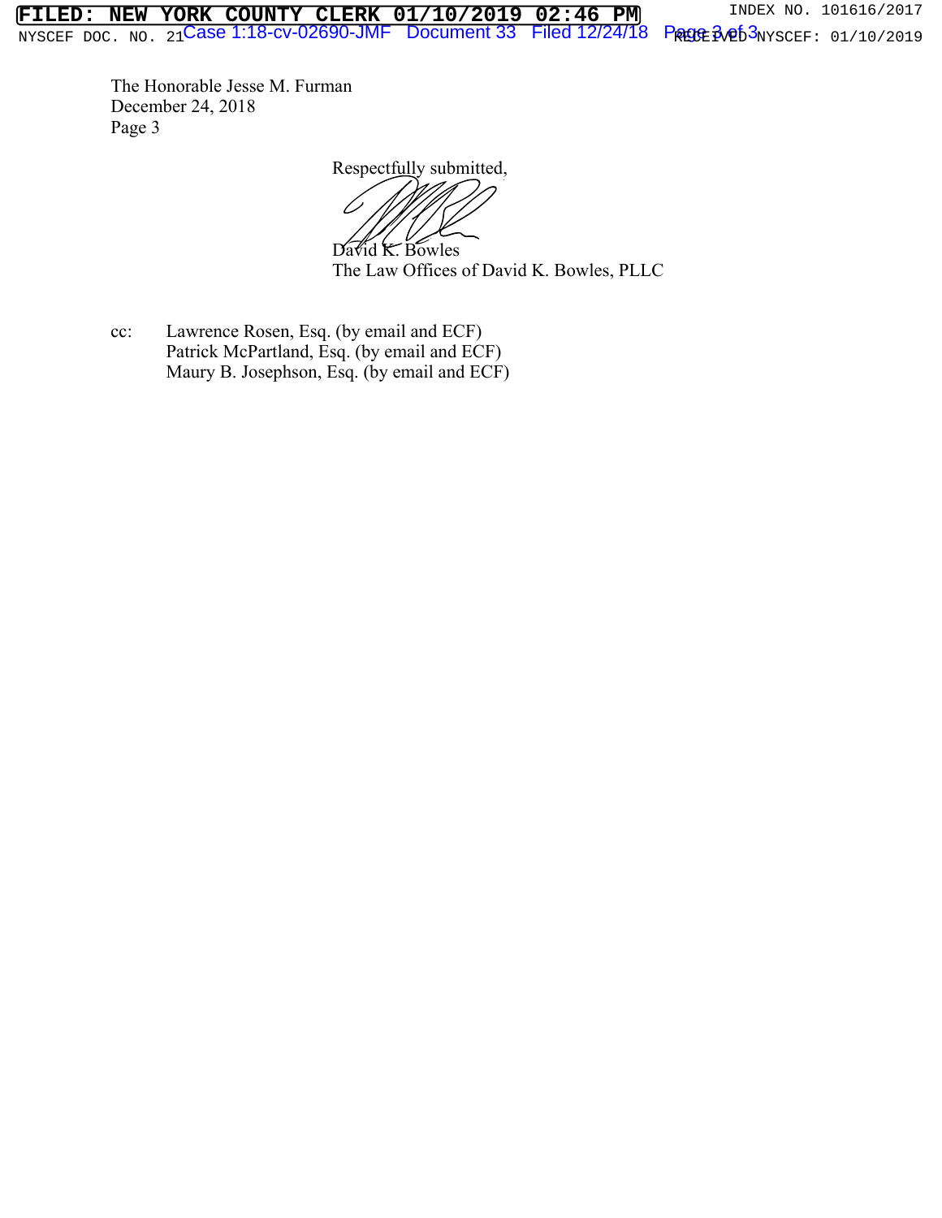The Honorable Jesse M. Furman
December 24, 2018
Page 3

Respectfully submitted,

David K. Bowles
The Law Offices of David K. Bowles, PLLC

cc: Lawrence Rosen, Esq. (by email and ECF)
Patrick McPartland, Esq. (by email and ECF)
Maury B. Josephson, Esq. (by email and ECF)